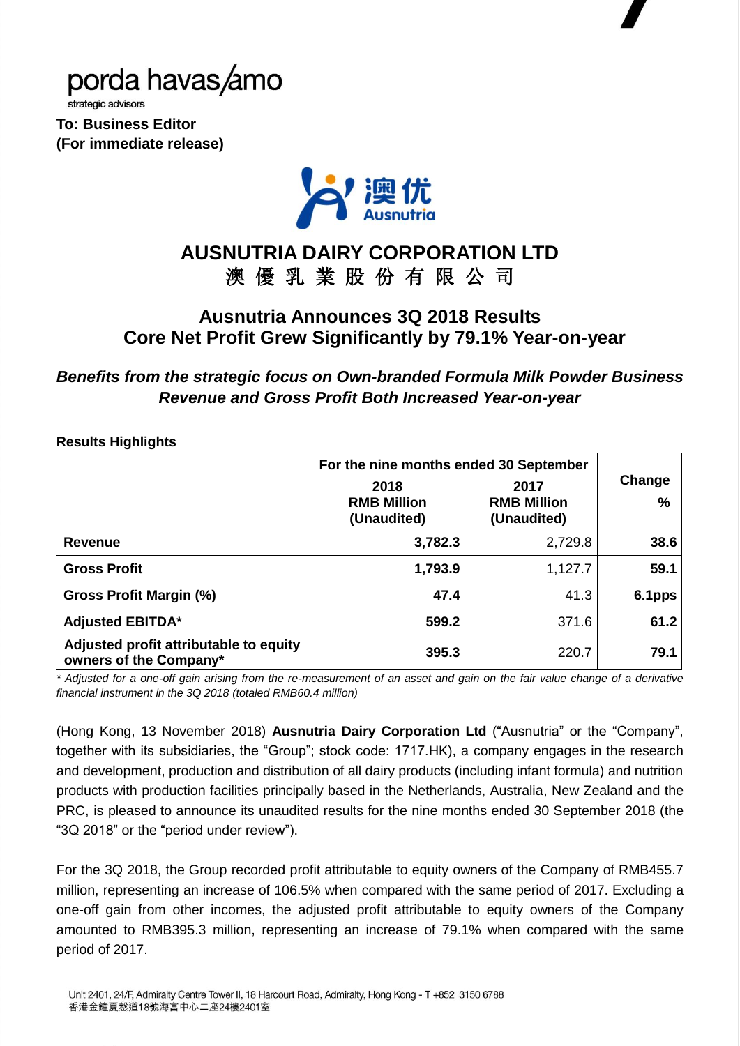porda havas/amo

strategic advisors

**To: Business Editor**
**(For immediate release)**

澳优 Ausnutria

# AUSNUTRIA DAIRY CORPORATION LTD
# 澳 優 乳 業 股 份 有 限 公 司

## Ausnutria Announces 3Q 2018 Results
## Core Net Profit Grew Significantly by 79.1% Year-on-year

### *Benefits from the strategic focus on Own-branded Formula Milk Powder Business Revenue and Gross Profit Both Increased Year-on-year*

**Results Highlights**

| | For the nine months ended 30 September | | Change % |
|---|---|---|---|
| | 2018 RMB Million (Unaudited) | 2017 RMB Million (Unaudited) | |
| **Revenue** | **3,782.3** | 2,729.8 | **38.6** |
| **Gross Profit** | **1,793.9** | 1,127.7 | **59.1** |
| **Gross Profit Margin (%)** | **47.4** | 41.3 | **6.1pps** |
| **Adjusted EBITDA*** | **599.2** | 371.6 | **61.2** |
| **Adjusted profit attributable to equity owners of the Company*** | **395.3** | 220.7 | **79.1** |

*\* Adjusted for a one-off gain arising from the re-measurement of an asset and gain on the fair value change of a derivative financial instrument in the 3Q 2018 (totaled RMB60.4 million)*

(Hong Kong, 13 November 2018) **Ausnutria Dairy Corporation Ltd** ("Ausnutria" or the "Company", together with its subsidiaries, the "Group"; stock code: 1717.HK), a company engages in the research and development, production and distribution of all dairy products (including infant formula) and nutrition products with production facilities principally based in the Netherlands, Australia, New Zealand and the PRC, is pleased to announce its unaudited results for the nine months ended 30 September 2018 (the "3Q 2018" or the "period under review").

For the 3Q 2018, the Group recorded profit attributable to equity owners of the Company of RMB455.7 million, representing an increase of 106.5% when compared with the same period of 2017. Excluding a one-off gain from other incomes, the adjusted profit attributable to equity owners of the Company amounted to RMB395.3 million, representing an increase of 79.1% when compared with the same period of 2017.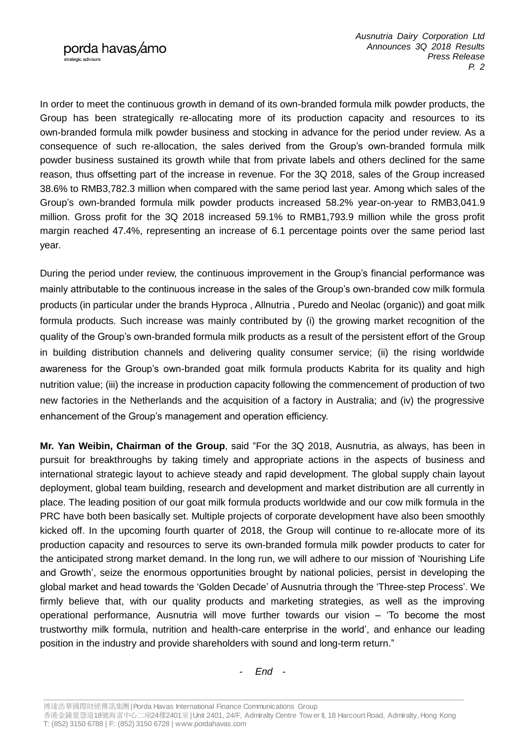In order to meet the continuous growth in demand of its own-branded formula milk powder products, the Group has been strategically re-allocating more of its production capacity and resources to its own-branded formula milk powder business and stocking in advance for the period under review. As a consequence of such re-allocation, the sales derived from the Group's own-branded formula milk powder business sustained its growth while that from private labels and others declined for the same reason, thus offsetting part of the increase in revenue. For the 3Q 2018, sales of the Group increased 38.6% to RMB3,782.3 million when compared with the same period last year. Among which sales of the Group's own-branded formula milk powder products increased 58.2% year-on-year to RMB3,041.9 million. Gross profit for the 3Q 2018 increased 59.1% to RMB1,793.9 million while the gross profit margin reached 47.4%, representing an increase of 6.1 percentage points over the same period last year.

During the period under review, the continuous improvement in the Group's financial performance was mainly attributable to the continuous increase in the sales of the Group's own-branded cow milk formula products (in particular under the brands Hyproca , Allnutria , Puredo and Neolac (organic)) and goat milk formula products. Such increase was mainly contributed by (i) the growing market recognition of the quality of the Group's own-branded formula milk products as a result of the persistent effort of the Group in building distribution channels and delivering quality consumer service; (ii) the rising worldwide awareness for the Group's own-branded goat milk formula products Kabrita for its quality and high nutrition value; (iii) the increase in production capacity following the commencement of production of two new factories in the Netherlands and the acquisition of a factory in Australia; and (iv) the progressive enhancement of the Group's management and operation efficiency.

**Mr. Yan Weibin, Chairman of the Group**, said "For the 3Q 2018, Ausnutria, as always, has been in pursuit for breakthroughs by taking timely and appropriate actions in the aspects of business and international strategic layout to achieve steady and rapid development. The global supply chain layout deployment, global team building, research and development and market distribution are all currently in place. The leading position of our goat milk formula products worldwide and our cow milk formula in the PRC have both been basically set. Multiple projects of corporate development have also been smoothly kicked off. In the upcoming fourth quarter of 2018, the Group will continue to re-allocate more of its production capacity and resources to serve its own-branded formula milk powder products to cater for the anticipated strong market demand. In the long run, we will adhere to our mission of 'Nourishing Life and Growth', seize the enormous opportunities brought by national policies, persist in developing the global market and head towards the 'Golden Decade' of Ausnutria through the 'Three-step Process'. We firmly believe that, with our quality products and marketing strategies, as well as the improving operational performance, Ausnutria will move further towards our vision – 'To become the most trustworthy milk formula, nutrition and health-care enterprise in the world', and enhance our leading position in the industry and provide shareholders with sound and long-term return."

*- End -*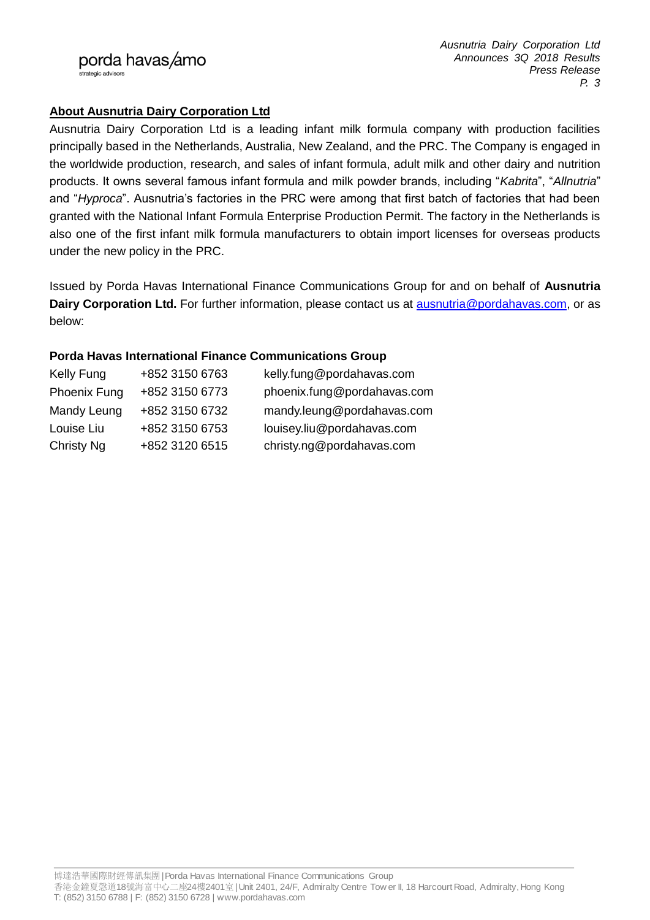## About Ausnutria Dairy Corporation Ltd

Ausnutria Dairy Corporation Ltd is a leading infant milk formula company with production facilities principally based in the Netherlands, Australia, New Zealand, and the PRC. The Company is engaged in the worldwide production, research, and sales of infant formula, adult milk and other dairy and nutrition products. It owns several famous infant formula and milk powder brands, including "*Kabrita*", "*Allnutria*" and "*Hyproca*". Ausnutria's factories in the PRC were among that first batch of factories that had been granted with the National Infant Formula Enterprise Production Permit. The factory in the Netherlands is also one of the first infant milk formula manufacturers to obtain import licenses for overseas products under the new policy in the PRC.

Issued by Porda Havas International Finance Communications Group for and on behalf of **Ausnutria Dairy Corporation Ltd.** For further information, please contact us at ausnutria@pordahavas.com, or as below:

**Porda Havas International Finance Communications Group**

| | | |
|---|---|---|
| Kelly Fung | +852 3150 6763 | kelly.fung@pordahavas.com |
| Phoenix Fung | +852 3150 6773 | phoenix.fung@pordahavas.com |
| Mandy Leung | +852 3150 6732 | mandy.leung@pordahavas.com |
| Louise Liu | +852 3150 6753 | louisey.liu@pordahavas.com |
| Christy Ng | +852 3120 6515 | christy.ng@pordahavas.com |